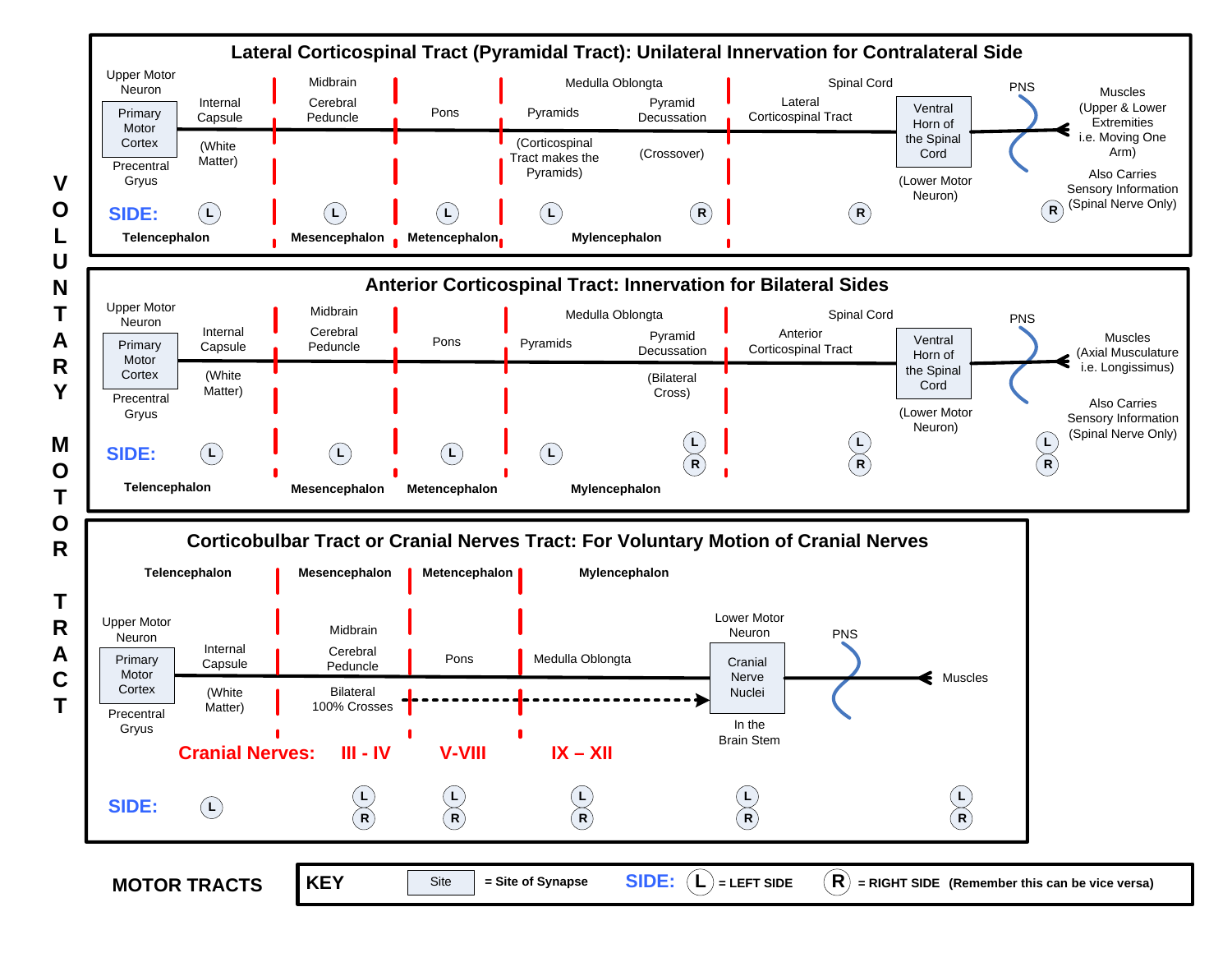# VOLUNTARY MOTOR TRACT

## Lateral Corticospinal Tract (Pyramidal Tract): Unilateral Innervation for Contralateral Side

| | Telencephalon | | Mesencephalon | Metencephalon | Mylencephalon | | Spinal Cord | | PNS |
|---|---|---|---|---|---|---|---|---|---|
| | Upper Motor Neuron: **Primary Motor Cortex** (Precentral Gryus) | Internal Capsule (White Matter) | Midbrain: Cerebral Peduncle | Pons | Medulla Oblongta: Pyramids (Corticospinal Tract makes the Pyramids) | Pyramid Decussation (Crossover) | Lateral Corticospinal Tract | **Ventral Horn of the Spinal Cord** (Lower Motor Neuron) | Muscles (Upper & Lower Extremities i.e. Moving One Arm). Also Carries Sensory Information (Spinal Nerve Only) |
| **SIDE:** | L | | L | L | L | R | R | | R |

## Anterior Corticospinal Tract: Innervation for Bilateral Sides

| | Telencephalon | | Mesencephalon | Metencephalon | Mylencephalon | | Spinal Cord | | PNS |
|---|---|---|---|---|---|---|---|---|---|
| | Upper Motor Neuron: **Primary Motor Cortex** (Precentral Gryus) | Internal Capsule (White Matter) | Midbrain: Cerebral Peduncle | Pons | Medulla Oblongta: Pyramids | Pyramid Decussation (Bilateral Cross) | Anterior Corticospinal Tract | **Ventral Horn of the Spinal Cord** (Lower Motor Neuron) | Muscles (Axial Musculature i.e. Longissimus). Also Carries Sensory Information (Spinal Nerve Only) |
| **SIDE:** | L | | L | L | L | L, R | L, R | | L, R |

## Corticobulbar Tract or Cranial Nerves Tract: For Voluntary Motion of Cranial Nerves

| | Telencephalon | | Mesencephalon | Metencephalon | Mylencephalon | | PNS |
|---|---|---|---|---|---|---|---|
| | Upper Motor Neuron: **Primary Motor Cortex** (Precentral Gryus) | Internal Capsule (White Matter) | Midbrain: Cerebral Peduncle (Bilateral 100% Crosses) | Pons | Medulla Oblongta | Lower Motor Neuron: **Cranial Nerve Nuclei** (In the Brain Stem) | Muscles |
| **Cranial Nerves:** | | | III - IV | V-VIII | IX – XII | | |
| **SIDE:** | L | | L, R | L, R | L, R | L, R | L, R |

## MOTOR TRACTS

**KEY**: Site = Site of Synapse; **SIDE:** L = LEFT SIDE, R = RIGHT SIDE (Remember this can be vice versa)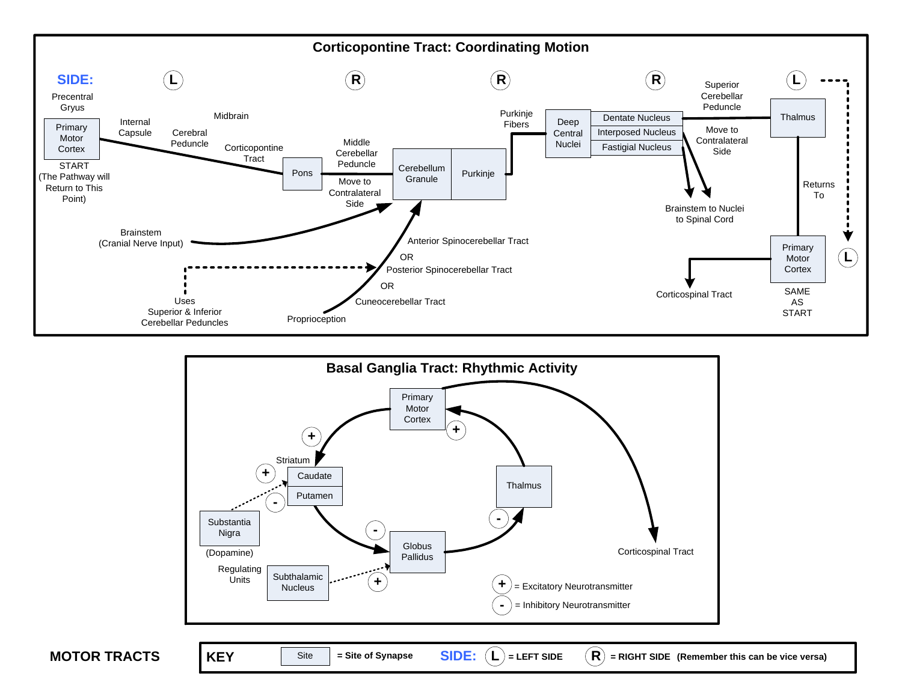## Corticopontine Tract: Coordinating Motion

SIDE: L R R R L

Precentral Gryus

Primary Motor Cortex

START (The Pathway will Return to This Point)

Internal Capsule

Cerebral Peduncle

Midbrain

Corticopontine Tract

Pons

Middle Cerebellar Peduncle

Move to Contralateral Side

Cerebellum Granule

Purkinje

Purkinje Fibers

Deep Central Nuclei

Dentate Nucleus

Interposed Nucleus

Fastigial Nucleus

Superior Cerebellar Peduncle

Move to Contralateral Side

Thalmus

Returns To

Primary Motor Cortex

SAME AS START

L

Brainstem to Nuclei to Spinal Cord

Corticospinal Tract

Brainstem (Cranial Nerve Input)

Uses Superior & Inferior Cerebellar Peduncles

Proprioception

Anterior Spinocerebellar Tract

OR

Posterior Spinocerebellar Tract

OR

Cuneocerebellar Tract

## Basal Ganglia Tract: Rhythmic Activity

Primary Motor Cortex

+

Striatum

Caudate

Putamen

+

-

Substantia Nigra

(Dopamine)

Regulating Units

Subthalamic Nucleus

+

-

Globus Pallidus

-

Thalmus

+

Corticospinal Tract

+ = Excitatory Neurotransmitter

- = Inhibitory Neurotransmitter

**MOTOR TRACTS**

**KEY** Site = Site of Synapse SIDE: L = LEFT SIDE R = RIGHT SIDE (Remember this can be vice versa)